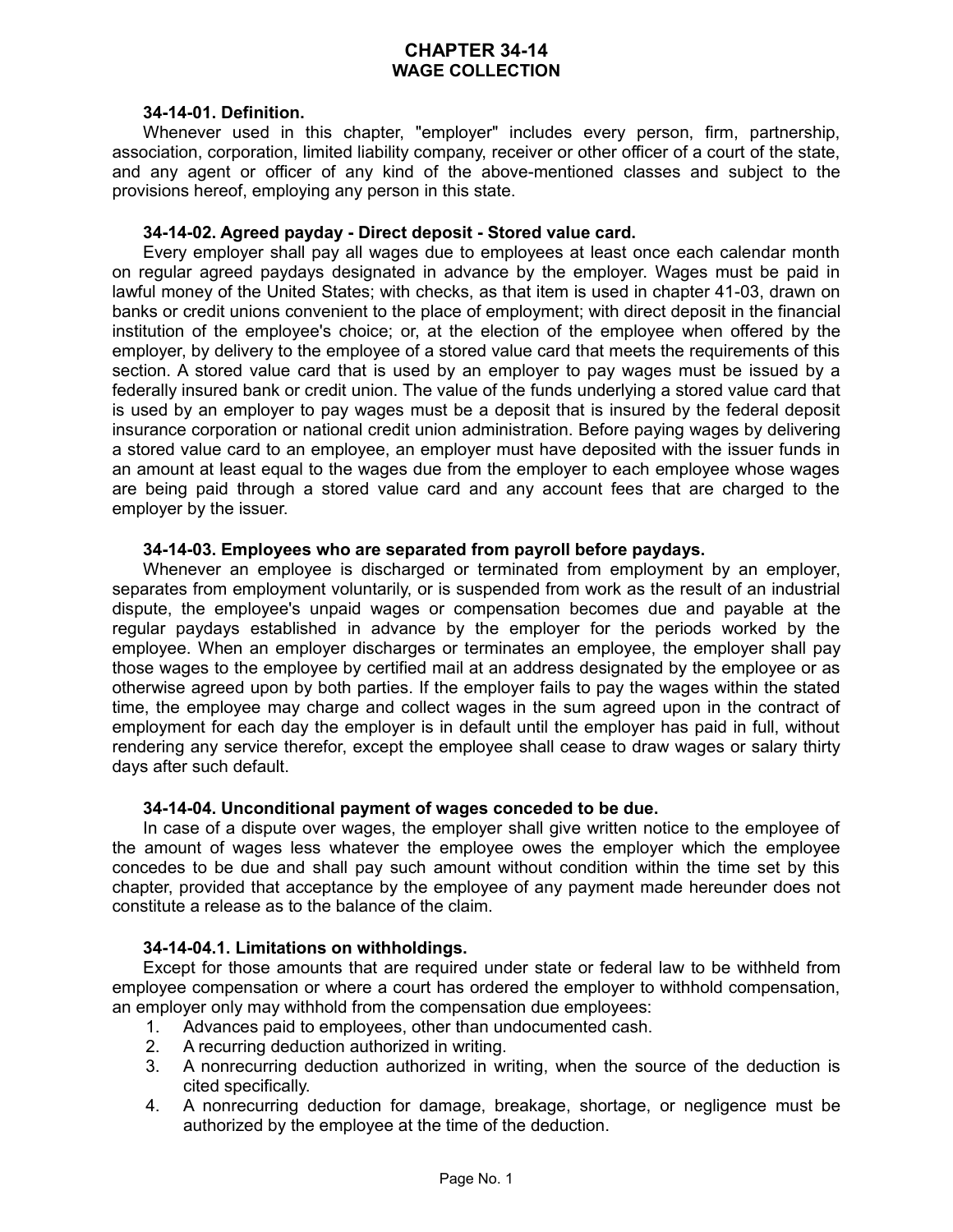# CHAPTER 34-14
## WAGE COLLECTION

### 34-14-01. Definition.

Whenever used in this chapter, "employer" includes every person, firm, partnership, association, corporation, limited liability company, receiver or other officer of a court of the state, and any agent or officer of any kind of the above-mentioned classes and subject to the provisions hereof, employing any person in this state.

### 34-14-02. Agreed payday - Direct deposit - Stored value card.

Every employer shall pay all wages due to employees at least once each calendar month on regular agreed paydays designated in advance by the employer. Wages must be paid in lawful money of the United States; with checks, as that item is used in chapter 41-03, drawn on banks or credit unions convenient to the place of employment; with direct deposit in the financial institution of the employee's choice; or, at the election of the employee when offered by the employer, by delivery to the employee of a stored value card that meets the requirements of this section. A stored value card that is used by an employer to pay wages must be issued by a federally insured bank or credit union. The value of the funds underlying a stored value card that is used by an employer to pay wages must be a deposit that is insured by the federal deposit insurance corporation or national credit union administration. Before paying wages by delivering a stored value card to an employee, an employer must have deposited with the issuer funds in an amount at least equal to the wages due from the employer to each employee whose wages are being paid through a stored value card and any account fees that are charged to the employer by the issuer.

### 34-14-03. Employees who are separated from payroll before paydays.

Whenever an employee is discharged or terminated from employment by an employer, separates from employment voluntarily, or is suspended from work as the result of an industrial dispute, the employee's unpaid wages or compensation becomes due and payable at the regular paydays established in advance by the employer for the periods worked by the employee. When an employer discharges or terminates an employee, the employer shall pay those wages to the employee by certified mail at an address designated by the employee or as otherwise agreed upon by both parties. If the employer fails to pay the wages within the stated time, the employee may charge and collect wages in the sum agreed upon in the contract of employment for each day the employer is in default until the employer has paid in full, without rendering any service therefor, except the employee shall cease to draw wages or salary thirty days after such default.

### 34-14-04. Unconditional payment of wages conceded to be due.

In case of a dispute over wages, the employer shall give written notice to the employee of the amount of wages less whatever the employee owes the employer which the employee concedes to be due and shall pay such amount without condition within the time set by this chapter, provided that acceptance by the employee of any payment made hereunder does not constitute a release as to the balance of the claim.

### 34-14-04.1. Limitations on withholdings.

Except for those amounts that are required under state or federal law to be withheld from employee compensation or where a court has ordered the employer to withhold compensation, an employer only may withhold from the compensation due employees:

1. Advances paid to employees, other than undocumented cash.
2. A recurring deduction authorized in writing.
3. A nonrecurring deduction authorized in writing, when the source of the deduction is cited specifically.
4. A nonrecurring deduction for damage, breakage, shortage, or negligence must be authorized by the employee at the time of the deduction.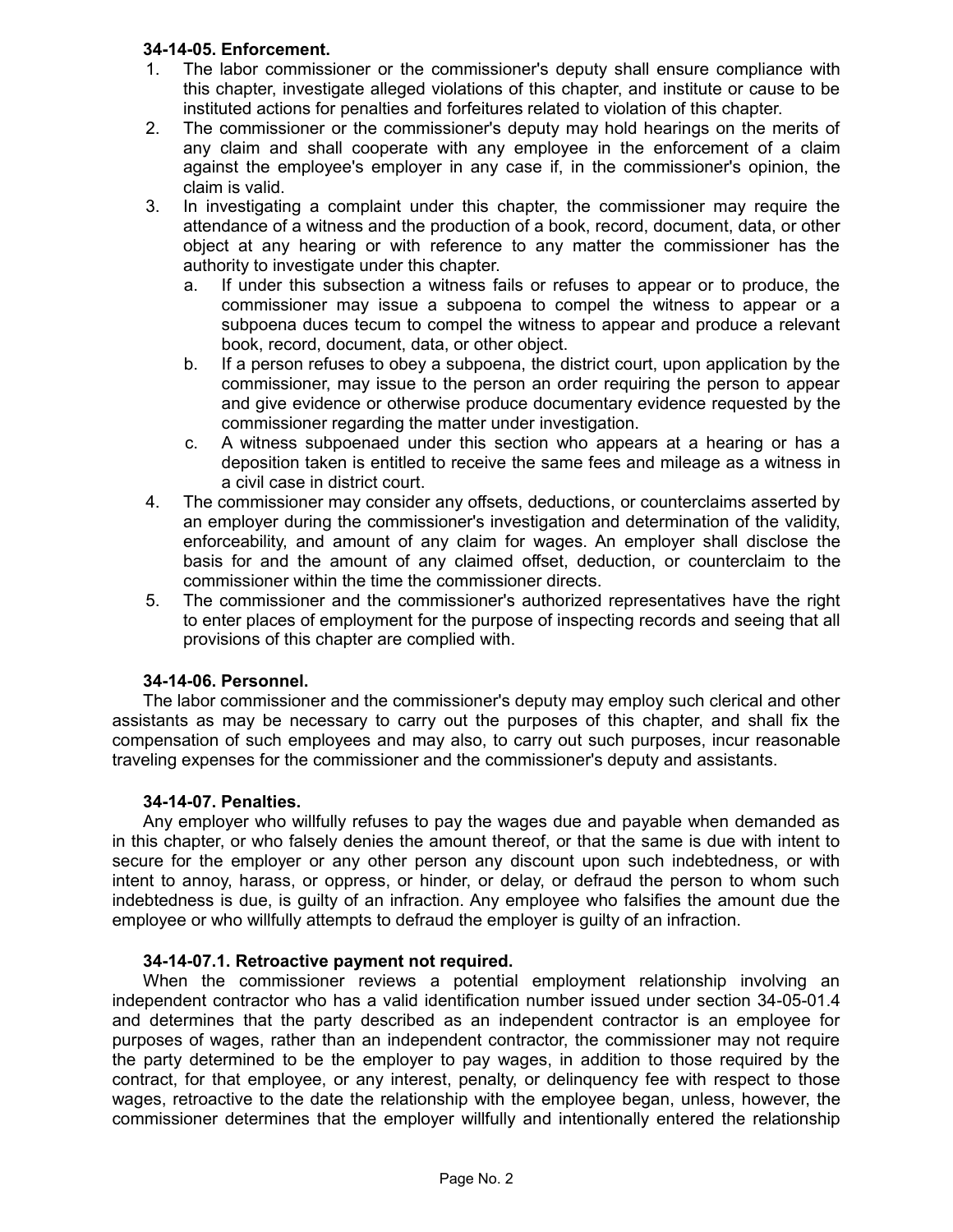**34-14-05. Enforcement.**

1. The labor commissioner or the commissioner's deputy shall ensure compliance with this chapter, investigate alleged violations of this chapter, and institute or cause to be instituted actions for penalties and forfeitures related to violation of this chapter.
2. The commissioner or the commissioner's deputy may hold hearings on the merits of any claim and shall cooperate with any employee in the enforcement of a claim against the employee's employer in any case if, in the commissioner's opinion, the claim is valid.
3. In investigating a complaint under this chapter, the commissioner may require the attendance of a witness and the production of a book, record, document, data, or other object at any hearing or with reference to any matter the commissioner has the authority to investigate under this chapter.
   a. If under this subsection a witness fails or refuses to appear or to produce, the commissioner may issue a subpoena to compel the witness to appear or a subpoena duces tecum to compel the witness to appear and produce a relevant book, record, document, data, or other object.
   b. If a person refuses to obey a subpoena, the district court, upon application by the commissioner, may issue to the person an order requiring the person to appear and give evidence or otherwise produce documentary evidence requested by the commissioner regarding the matter under investigation.
   c. A witness subpoenaed under this section who appears at a hearing or has a deposition taken is entitled to receive the same fees and mileage as a witness in a civil case in district court.
4. The commissioner may consider any offsets, deductions, or counterclaims asserted by an employer during the commissioner's investigation and determination of the validity, enforceability, and amount of any claim for wages. An employer shall disclose the basis for and the amount of any claimed offset, deduction, or counterclaim to the commissioner within the time the commissioner directs.
5. The commissioner and the commissioner's authorized representatives have the right to enter places of employment for the purpose of inspecting records and seeing that all provisions of this chapter are complied with.

**34-14-06. Personnel.**

The labor commissioner and the commissioner's deputy may employ such clerical and other assistants as may be necessary to carry out the purposes of this chapter, and shall fix the compensation of such employees and may also, to carry out such purposes, incur reasonable traveling expenses for the commissioner and the commissioner's deputy and assistants.

**34-14-07. Penalties.**

Any employer who willfully refuses to pay the wages due and payable when demanded as in this chapter, or who falsely denies the amount thereof, or that the same is due with intent to secure for the employer or any other person any discount upon such indebtedness, or with intent to annoy, harass, or oppress, or hinder, or delay, or defraud the person to whom such indebtedness is due, is guilty of an infraction. Any employee who falsifies the amount due the employee or who willfully attempts to defraud the employer is guilty of an infraction.

**34-14-07.1. Retroactive payment not required.**

When the commissioner reviews a potential employment relationship involving an independent contractor who has a valid identification number issued under section 34-05-01.4 and determines that the party described as an independent contractor is an employee for purposes of wages, rather than an independent contractor, the commissioner may not require the party determined to be the employer to pay wages, in addition to those required by the contract, for that employee, or any interest, penalty, or delinquency fee with respect to those wages, retroactive to the date the relationship with the employee began, unless, however, the commissioner determines that the employer willfully and intentionally entered the relationship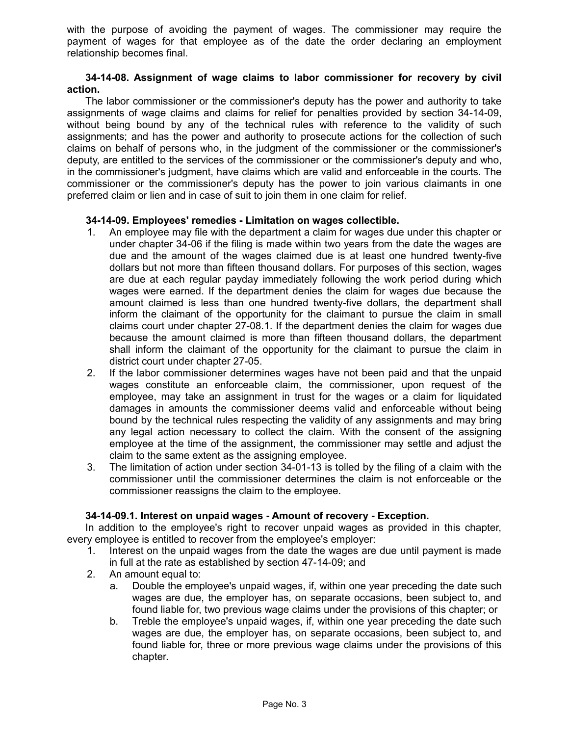with the purpose of avoiding the payment of wages. The commissioner may require the payment of wages for that employee as of the date the order declaring an employment relationship becomes final.

**34-14-08. Assignment of wage claims to labor commissioner for recovery by civil action.**

The labor commissioner or the commissioner's deputy has the power and authority to take assignments of wage claims and claims for relief for penalties provided by section 34-14-09, without being bound by any of the technical rules with reference to the validity of such assignments; and has the power and authority to prosecute actions for the collection of such claims on behalf of persons who, in the judgment of the commissioner or the commissioner's deputy, are entitled to the services of the commissioner or the commissioner's deputy and who, in the commissioner's judgment, have claims which are valid and enforceable in the courts. The commissioner or the commissioner's deputy has the power to join various claimants in one preferred claim or lien and in case of suit to join them in one claim for relief.

**34-14-09. Employees' remedies - Limitation on wages collectible.**

1. An employee may file with the department a claim for wages due under this chapter or under chapter 34-06 if the filing is made within two years from the date the wages are due and the amount of the wages claimed due is at least one hundred twenty-five dollars but not more than fifteen thousand dollars. For purposes of this section, wages are due at each regular payday immediately following the work period during which wages were earned. If the department denies the claim for wages due because the amount claimed is less than one hundred twenty-five dollars, the department shall inform the claimant of the opportunity for the claimant to pursue the claim in small claims court under chapter 27-08.1. If the department denies the claim for wages due because the amount claimed is more than fifteen thousand dollars, the department shall inform the claimant of the opportunity for the claimant to pursue the claim in district court under chapter 27-05.
2. If the labor commissioner determines wages have not been paid and that the unpaid wages constitute an enforceable claim, the commissioner, upon request of the employee, may take an assignment in trust for the wages or a claim for liquidated damages in amounts the commissioner deems valid and enforceable without being bound by the technical rules respecting the validity of any assignments and may bring any legal action necessary to collect the claim. With the consent of the assigning employee at the time of the assignment, the commissioner may settle and adjust the claim to the same extent as the assigning employee.
3. The limitation of action under section 34-01-13 is tolled by the filing of a claim with the commissioner until the commissioner determines the claim is not enforceable or the commissioner reassigns the claim to the employee.

**34-14-09.1. Interest on unpaid wages - Amount of recovery - Exception.**

In addition to the employee's right to recover unpaid wages as provided in this chapter, every employee is entitled to recover from the employee's employer:

1. Interest on the unpaid wages from the date the wages are due until payment is made in full at the rate as established by section 47-14-09; and
2. An amount equal to:
   a. Double the employee's unpaid wages, if, within one year preceding the date such wages are due, the employer has, on separate occasions, been subject to, and found liable for, two previous wage claims under the provisions of this chapter; or
   b. Treble the employee's unpaid wages, if, within one year preceding the date such wages are due, the employer has, on separate occasions, been subject to, and found liable for, three or more previous wage claims under the provisions of this chapter.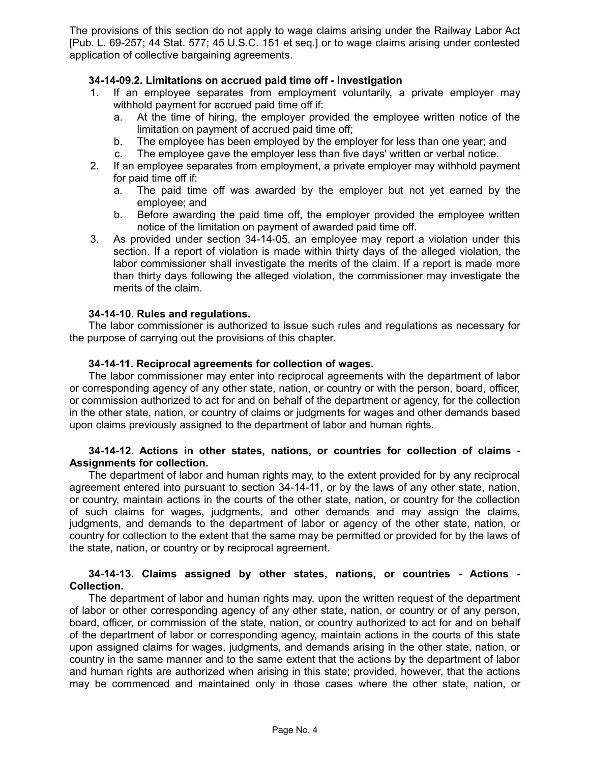The provisions of this section do not apply to wage claims arising under the Railway Labor Act [Pub. L. 69-257; 44 Stat. 577; 45 U.S.C. 151 et seq.] or to wage claims arising under contested application of collective bargaining agreements.

**34-14-09.2. Limitations on accrued paid time off - Investigation**

1. If an employee separates from employment voluntarily, a private employer may withhold payment for accrued paid time off if:
   a. At the time of hiring, the employer provided the employee written notice of the limitation on payment of accrued paid time off;
   b. The employee has been employed by the employer for less than one year; and
   c. The employee gave the employer less than five days' written or verbal notice.
2. If an employee separates from employment, a private employer may withhold payment for paid time off if:
   a. The paid time off was awarded by the employer but not yet earned by the employee; and
   b. Before awarding the paid time off, the employer provided the employee written notice of the limitation on payment of awarded paid time off.
3. As provided under section 34-14-05, an employee may report a violation under this section. If a report of violation is made within thirty days of the alleged violation, the labor commissioner shall investigate the merits of the claim. If a report is made more than thirty days following the alleged violation, the commissioner may investigate the merits of the claim.

**34-14-10. Rules and regulations.**

The labor commissioner is authorized to issue such rules and regulations as necessary for the purpose of carrying out the provisions of this chapter.

**34-14-11. Reciprocal agreements for collection of wages.**

The labor commissioner may enter into reciprocal agreements with the department of labor or corresponding agency of any other state, nation, or country or with the person, board, officer, or commission authorized to act for and on behalf of the department or agency, for the collection in the other state, nation, or country of claims or judgments for wages and other demands based upon claims previously assigned to the department of labor and human rights.

**34-14-12. Actions in other states, nations, or countries for collection of claims - Assignments for collection.**

The department of labor and human rights may, to the extent provided for by any reciprocal agreement entered into pursuant to section 34-14-11, or by the laws of any other state, nation, or country, maintain actions in the courts of the other state, nation, or country for the collection of such claims for wages, judgments, and other demands and may assign the claims, judgments, and demands to the department of labor or agency of the other state, nation, or country for collection to the extent that the same may be permitted or provided for by the laws of the state, nation, or country or by reciprocal agreement.

**34-14-13. Claims assigned by other states, nations, or countries - Actions - Collection.**

The department of labor and human rights may, upon the written request of the department of labor or other corresponding agency of any other state, nation, or country or of any person, board, officer, or commission of the state, nation, or country authorized to act for and on behalf of the department of labor or corresponding agency, maintain actions in the courts of this state upon assigned claims for wages, judgments, and demands arising in the other state, nation, or country in the same manner and to the same extent that the actions by the department of labor and human rights are authorized when arising in this state; provided, however, that the actions may be commenced and maintained only in those cases where the other state, nation, or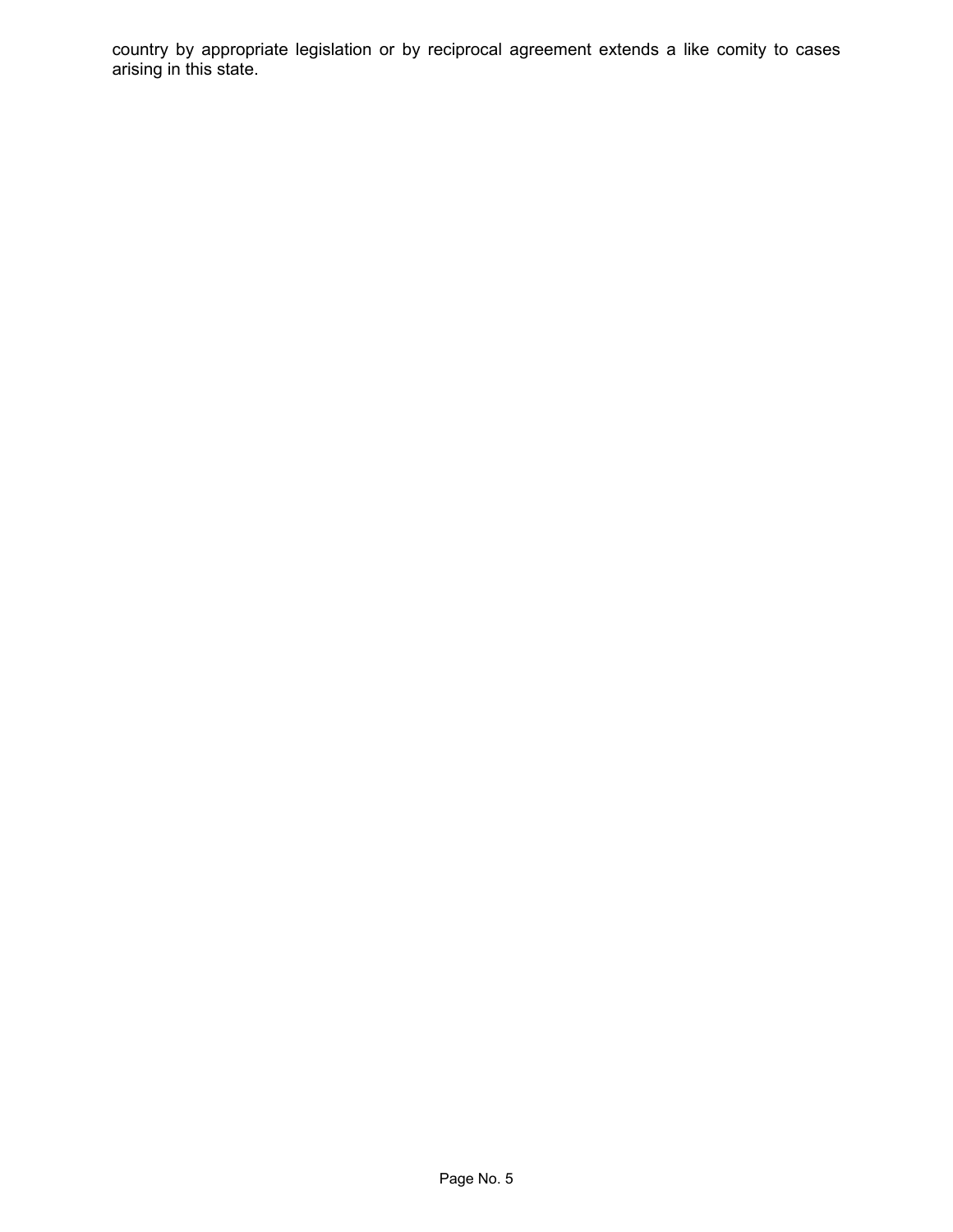country by appropriate legislation or by reciprocal agreement extends a like comity to cases arising in this state.